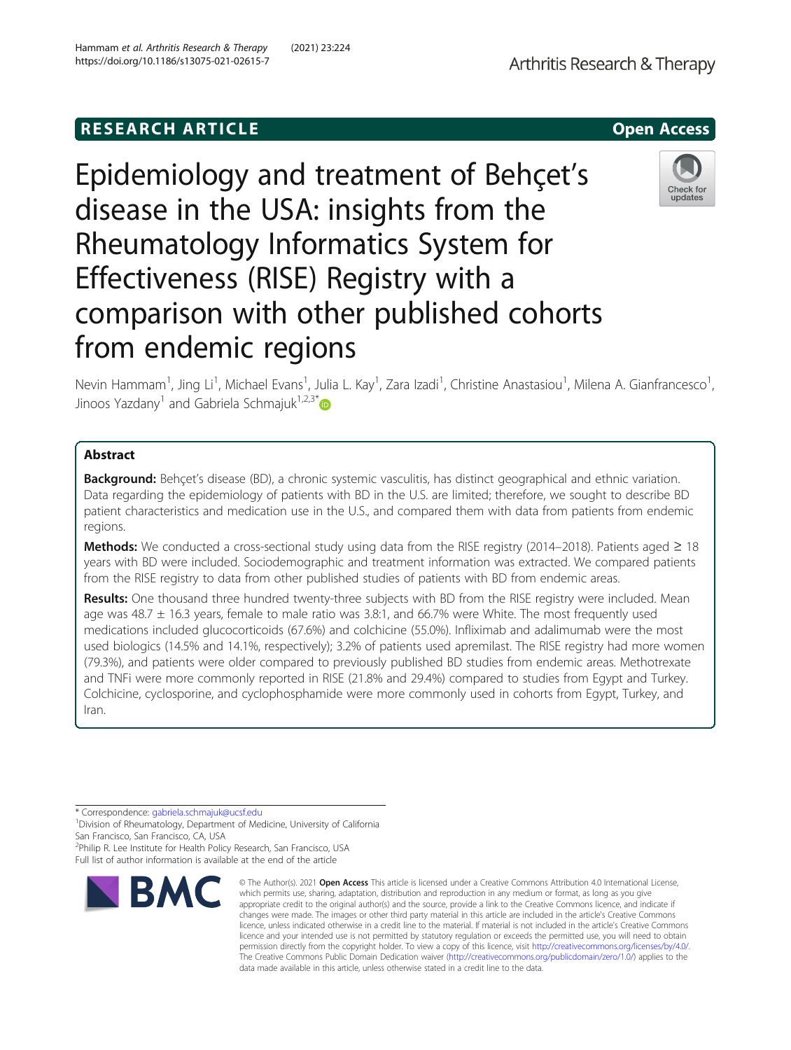RESEARCH ARTICLE

Open Access

# Epidemiology and treatment of Behçet's disease in the USA: insights from the Rheumatology Informatics System for Effectiveness (RISE) Registry with a comparison with other published cohorts from endemic regions

Nevin Hammam[1], Jing Li[1], Michael Evans[1], Julia L. Kay[1], Zara Izadi[1], Christine Anastasiou[1], Milena A. Gianfrancesco[1], Jinoos Yazdany[1] and Gabriela Schmajuk[1,2,3*]

## Abstract

**Background:** Behçet's disease (BD), a chronic systemic vasculitis, has distinct geographical and ethnic variation. Data regarding the epidemiology of patients with BD in the U.S. are limited; therefore, we sought to describe BD patient characteristics and medication use in the U.S., and compared them with data from patients from endemic regions.

**Methods:** We conducted a cross-sectional study using data from the RISE registry (2014–2018). Patients aged ≥ 18 years with BD were included. Sociodemographic and treatment information was extracted. We compared patients from the RISE registry to data from other published studies of patients with BD from endemic areas.

**Results:** One thousand three hundred twenty-three subjects with BD from the RISE registry were included. Mean age was 48.7 ± 16.3 years, female to male ratio was 3.8:1, and 66.7% were White. The most frequently used medications included glucocorticoids (67.6%) and colchicine (55.0%). Infliximab and adalimumab were the most used biologics (14.5% and 14.1%, respectively); 3.2% of patients used apremilast. The RISE registry had more women (79.3%), and patients were older compared to previously published BD studies from endemic areas. Methotrexate and TNFi were more commonly reported in RISE (21.8% and 29.4%) compared to studies from Egypt and Turkey. Colchicine, cyclosporine, and cyclophosphamide were more commonly used in cohorts from Egypt, Turkey, and Iran.

---

\* Correspondence: gabriela.schmajuk@ucsf.edu

[1]Division of Rheumatology, Department of Medicine, University of California San Francisco, San Francisco, CA, USA

[2]Philip R. Lee Institute for Health Policy Research, San Francisco, USA

Full list of author information is available at the end of the article

© The Author(s). 2021 **Open Access** This article is licensed under a Creative Commons Attribution 4.0 International License, which permits use, sharing, adaptation, distribution and reproduction in any medium or format, as long as you give appropriate credit to the original author(s) and the source, provide a link to the Creative Commons licence, and indicate if changes were made. The images or other third party material in this article are included in the article's Creative Commons licence, unless indicated otherwise in a credit line to the material. If material is not included in the article's Creative Commons licence and your intended use is not permitted by statutory regulation or exceeds the permitted use, you will need to obtain permission directly from the copyright holder. To view a copy of this licence, visit http://creativecommons.org/licenses/by/4.0/. The Creative Commons Public Domain Dedication waiver (http://creativecommons.org/publicdomain/zero/1.0/) applies to the data made available in this article, unless otherwise stated in a credit line to the data.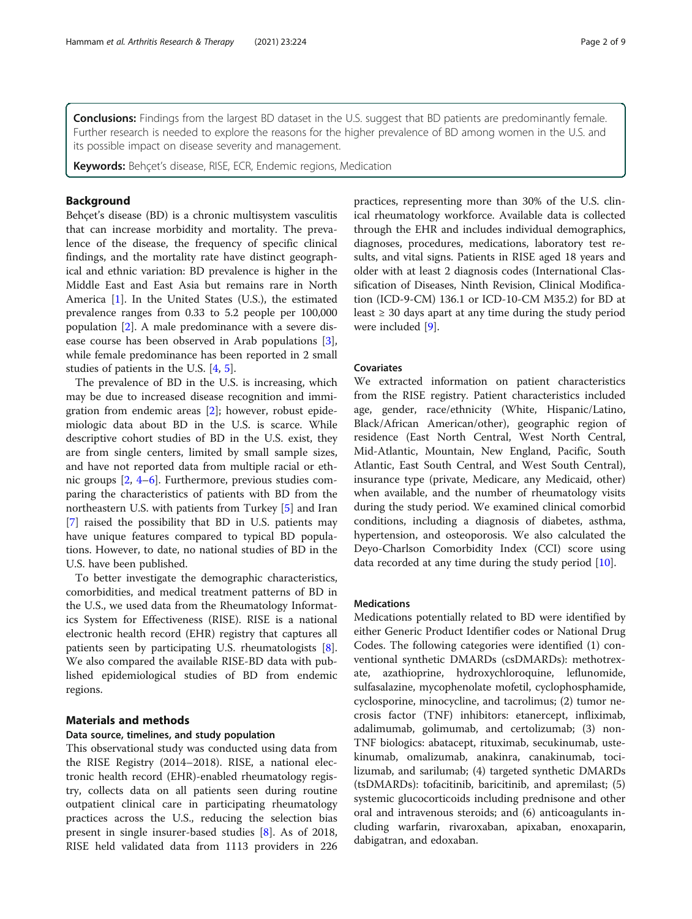**Conclusions:** Findings from the largest BD dataset in the U.S. suggest that BD patients are predominantly female. Further research is needed to explore the reasons for the higher prevalence of BD among women in the U.S. and its possible impact on disease severity and management.

**Keywords:** Behçet's disease, RISE, ECR, Endemic regions, Medication

## Background

Behçet's disease (BD) is a chronic multisystem vasculitis that can increase morbidity and mortality. The prevalence of the disease, the frequency of specific clinical findings, and the mortality rate have distinct geographical and ethnic variation: BD prevalence is higher in the Middle East and East Asia but remains rare in North America [1]. In the United States (U.S.), the estimated prevalence ranges from 0.33 to 5.2 people per 100,000 population [2]. A male predominance with a severe disease course has been observed in Arab populations [3], while female predominance has been reported in 2 small studies of patients in the U.S. [4, 5].

The prevalence of BD in the U.S. is increasing, which may be due to increased disease recognition and immigration from endemic areas [2]; however, robust epidemiologic data about BD in the U.S. is scarce. While descriptive cohort studies of BD in the U.S. exist, they are from single centers, limited by small sample sizes, and have not reported data from multiple racial or ethnic groups [2, 4–6]. Furthermore, previous studies comparing the characteristics of patients with BD from the northeastern U.S. with patients from Turkey [5] and Iran [7] raised the possibility that BD in U.S. patients may have unique features compared to typical BD populations. However, to date, no national studies of BD in the U.S. have been published.

To better investigate the demographic characteristics, comorbidities, and medical treatment patterns of BD in the U.S., we used data from the Rheumatology Informatics System for Effectiveness (RISE). RISE is a national electronic health record (EHR) registry that captures all patients seen by participating U.S. rheumatologists [8]. We also compared the available RISE-BD data with published epidemiological studies of BD from endemic regions.

## Materials and methods

### Data source, timelines, and study population

This observational study was conducted using data from the RISE Registry (2014–2018). RISE, a national electronic health record (EHR)-enabled rheumatology registry, collects data on all patients seen during routine outpatient clinical care in participating rheumatology practices across the U.S., reducing the selection bias present in single insurer-based studies [8]. As of 2018, RISE held validated data from 1113 providers in 226 practices, representing more than 30% of the U.S. clinical rheumatology workforce. Available data is collected through the EHR and includes individual demographics, diagnoses, procedures, medications, laboratory test results, and vital signs. Patients in RISE aged 18 years and older with at least 2 diagnosis codes (International Classification of Diseases, Ninth Revision, Clinical Modification (ICD-9-CM) 136.1 or ICD-10-CM M35.2) for BD at least ≥ 30 days apart at any time during the study period were included [9].

### Covariates

We extracted information on patient characteristics from the RISE registry. Patient characteristics included age, gender, race/ethnicity (White, Hispanic/Latino, Black/African American/other), geographic region of residence (East North Central, West North Central, Mid-Atlantic, Mountain, New England, Pacific, South Atlantic, East South Central, and West South Central), insurance type (private, Medicare, any Medicaid, other) when available, and the number of rheumatology visits during the study period. We examined clinical comorbid conditions, including a diagnosis of diabetes, asthma, hypertension, and osteoporosis. We also calculated the Deyo-Charlson Comorbidity Index (CCI) score using data recorded at any time during the study period [10].

### Medications

Medications potentially related to BD were identified by either Generic Product Identifier codes or National Drug Codes. The following categories were identified (1) conventional synthetic DMARDs (csDMARDs): methotrexate, azathioprine, hydroxychloroquine, leflunomide, sulfasalazine, mycophenolate mofetil, cyclophosphamide, cyclosporine, minocycline, and tacrolimus; (2) tumor necrosis factor (TNF) inhibitors: etanercept, infliximab, adalimumab, golimumab, and certolizumab; (3) non-TNF biologics: abatacept, rituximab, secukinumab, ustekinumab, omalizumab, anakinra, canakinumab, tocilizumab, and sarilumab; (4) targeted synthetic DMARDs (tsDMARDs): tofacitinib, baricitinib, and apremilast; (5) systemic glucocorticoids including prednisone and other oral and intravenous steroids; and (6) anticoagulants including warfarin, rivaroxaban, apixaban, enoxaparin, dabigatran, and edoxaban.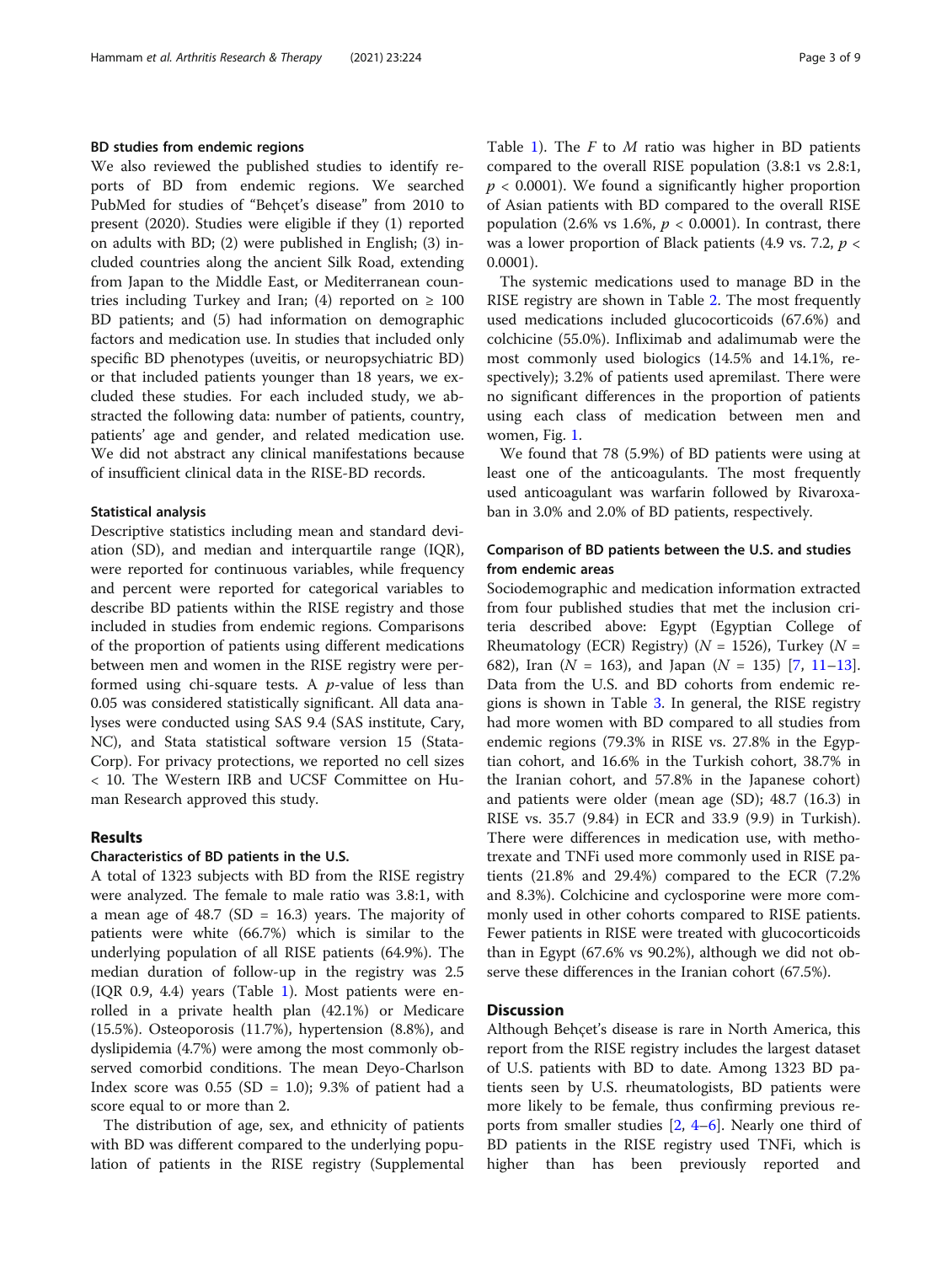### BD studies from endemic regions

We also reviewed the published studies to identify reports of BD from endemic regions. We searched PubMed for studies of "Behçet's disease" from 2010 to present (2020). Studies were eligible if they (1) reported on adults with BD; (2) were published in English; (3) included countries along the ancient Silk Road, extending from Japan to the Middle East, or Mediterranean countries including Turkey and Iran; (4) reported on ≥ 100 BD patients; and (5) had information on demographic factors and medication use. In studies that included only specific BD phenotypes (uveitis, or neuropsychiatric BD) or that included patients younger than 18 years, we excluded these studies. For each included study, we abstracted the following data: number of patients, country, patients' age and gender, and related medication use. We did not abstract any clinical manifestations because of insufficient clinical data in the RISE-BD records.

### Statistical analysis

Descriptive statistics including mean and standard deviation (SD), and median and interquartile range (IQR), were reported for continuous variables, while frequency and percent were reported for categorical variables to describe BD patients within the RISE registry and those included in studies from endemic regions. Comparisons of the proportion of patients using different medications between men and women in the RISE registry were performed using chi-square tests. A $p$-value of less than 0.05 was considered statistically significant. All data analyses were conducted using SAS 9.4 (SAS institute, Cary, NC), and Stata statistical software version 15 (StataCorp). For privacy protections, we reported no cell sizes < 10. The Western IRB and UCSF Committee on Human Research approved this study.

## Results

### Characteristics of BD patients in the U.S.

A total of 1323 subjects with BD from the RISE registry were analyzed. The female to male ratio was 3.8:1, with a mean age of 48.7 (SD = 16.3) years. The majority of patients were white (66.7%) which is similar to the underlying population of all RISE patients (64.9%). The median duration of follow-up in the registry was 2.5 (IQR 0.9, 4.4) years (Table 1). Most patients were enrolled in a private health plan (42.1%) or Medicare (15.5%). Osteoporosis (11.7%), hypertension (8.8%), and dyslipidemia (4.7%) were among the most commonly observed comorbid conditions. The mean Deyo-Charlson Index score was 0.55 (SD = 1.0); 9.3% of patient had a score equal to or more than 2.

The distribution of age, sex, and ethnicity of patients with BD was different compared to the underlying population of patients in the RISE registry (Supplemental Table 1). The $F$ to $M$ ratio was higher in BD patients compared to the overall RISE population (3.8:1 vs 2.8:1, $p < 0.0001$). We found a significantly higher proportion of Asian patients with BD compared to the overall RISE population (2.6% vs 1.6%, $p < 0.0001$). In contrast, there was a lower proportion of Black patients (4.9 vs. 7.2, $p < 0.0001$).

The systemic medications used to manage BD in the RISE registry are shown in Table 2. The most frequently used medications included glucocorticoids (67.6%) and colchicine (55.0%). Infliximab and adalimumab were the most commonly used biologics (14.5% and 14.1%, respectively); 3.2% of patients used apremilast. There were no significant differences in the proportion of patients using each class of medication between men and women, Fig. 1.

We found that 78 (5.9%) of BD patients were using at least one of the anticoagulants. The most frequently used anticoagulant was warfarin followed by Rivaroxaban in 3.0% and 2.0% of BD patients, respectively.

### Comparison of BD patients between the U.S. and studies from endemic areas

Sociodemographic and medication information extracted from four published studies that met the inclusion criteria described above: Egypt (Egyptian College of Rheumatology (ECR) Registry) ($N$ = 1526), Turkey ($N$ = 682), Iran ($N$ = 163), and Japan ($N$ = 135) [7, 11–13]. Data from the U.S. and BD cohorts from endemic regions is shown in Table 3. In general, the RISE registry had more women with BD compared to all studies from endemic regions (79.3% in RISE vs. 27.8% in the Egyptian cohort, and 16.6% in the Turkish cohort, 38.7% in the Iranian cohort, and 57.8% in the Japanese cohort) and patients were older (mean age (SD); 48.7 (16.3) in RISE vs. 35.7 (9.84) in ECR and 33.9 (9.9) in Turkish). There were differences in medication use, with methotrexate and TNFi used more commonly used in RISE patients (21.8% and 29.4%) compared to the ECR (7.2% and 8.3%). Colchicine and cyclosporine were more commonly used in other cohorts compared to RISE patients. Fewer patients in RISE were treated with glucocorticoids than in Egypt (67.6% vs 90.2%), although we did not observe these differences in the Iranian cohort (67.5%).

## Discussion

Although Behçet's disease is rare in North America, this report from the RISE registry includes the largest dataset of U.S. patients with BD to date. Among 1323 BD patients seen by U.S. rheumatologists, BD patients were more likely to be female, thus confirming previous reports from smaller studies [2, 4–6]. Nearly one third of BD patients in the RISE registry used TNFi, which is higher than has been previously reported and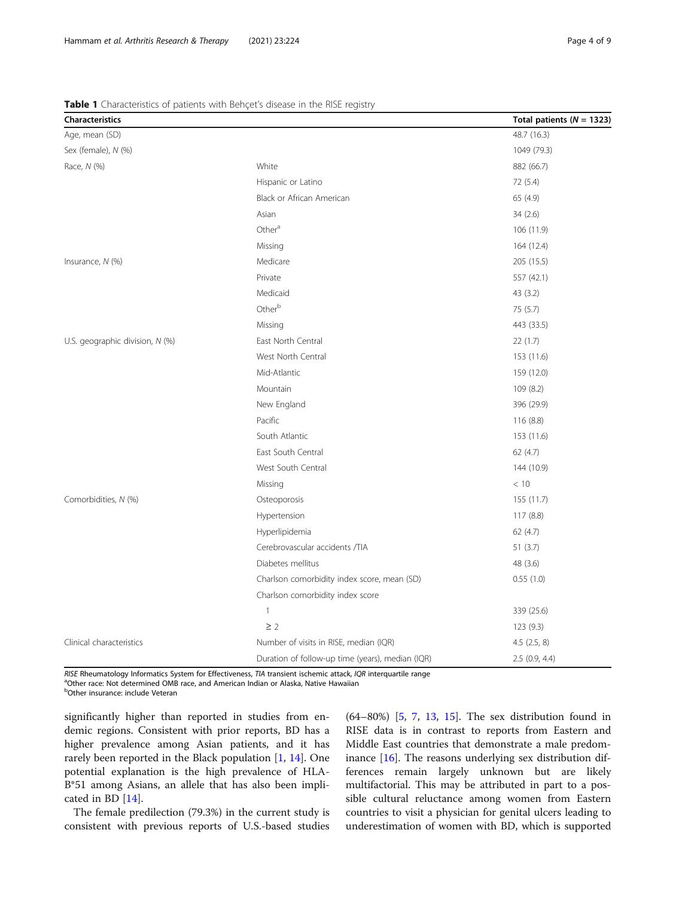**Table 1** Characteristics of patients with Behçet's disease in the RISE registry

| Characteristics | | Total patients (N = 1323) |
|---|---|---|
| Age, mean (SD) | | 48.7 (16.3) |
| Sex (female), N (%) | | 1049 (79.3) |
| Race, N (%) | White | 882 (66.7) |
| | Hispanic or Latino | 72 (5.4) |
| | Black or African American | 65 (4.9) |
| | Asian | 34 (2.6) |
| | Other[a] | 106 (11.9) |
| | Missing | 164 (12.4) |
| Insurance, N (%) | Medicare | 205 (15.5) |
| | Private | 557 (42.1) |
| | Medicaid | 43 (3.2) |
| | Other[b] | 75 (5.7) |
| | Missing | 443 (33.5) |
| U.S. geographic division, N (%) | East North Central | 22 (1.7) |
| | West North Central | 153 (11.6) |
| | Mid-Atlantic | 159 (12.0) |
| | Mountain | 109 (8.2) |
| | New England | 396 (29.9) |
| | Pacific | 116 (8.8) |
| | South Atlantic | 153 (11.6) |
| | East South Central | 62 (4.7) |
| | West South Central | 144 (10.9) |
| | Missing | < 10 |
| Comorbidities, N (%) | Osteoporosis | 155 (11.7) |
| | Hypertension | 117 (8.8) |
| | Hyperlipidemia | 62 (4.7) |
| | Cerebrovascular accidents /TIA | 51 (3.7) |
| | Diabetes mellitus | 48 (3.6) |
| | Charlson comorbidity index score, mean (SD) | 0.55 (1.0) |
| | Charlson comorbidity index score | |
| | 1 | 339 (25.6) |
| | ≥ 2 | 123 (9.3) |
| Clinical characteristics | Number of visits in RISE, median (IQR) | 4.5 (2.5, 8) |
| | Duration of follow-up time (years), median (IQR) | 2.5 (0.9, 4.4) |

*RISE* Rheumatology Informatics System for Effectiveness, *TIA* transient ischemic attack, *IQR* interquartile range
[a]Other race: Not determined OMB race, and American Indian or Alaska, Native Hawaiian
[b]Other insurance: include Veteran

significantly higher than reported in studies from endemic regions. Consistent with prior reports, BD has a higher prevalence among Asian patients, and it has rarely been reported in the Black population [1, 14]. One potential explanation is the high prevalence of HLA-B*51 among Asians, an allele that has also been implicated in BD [14].

The female predilection (79.3%) in the current study is consistent with previous reports of U.S.-based studies (64–80%) [5, 7, 13, 15]. The sex distribution found in RISE data is in contrast to reports from Eastern and Middle East countries that demonstrate a male predominance [16]. The reasons underlying sex distribution differences remain largely unknown but are likely multifactorial. This may be attributed in part to a possible cultural reluctance among women from Eastern countries to visit a physician for genital ulcers leading to underestimation of women with BD, which is supported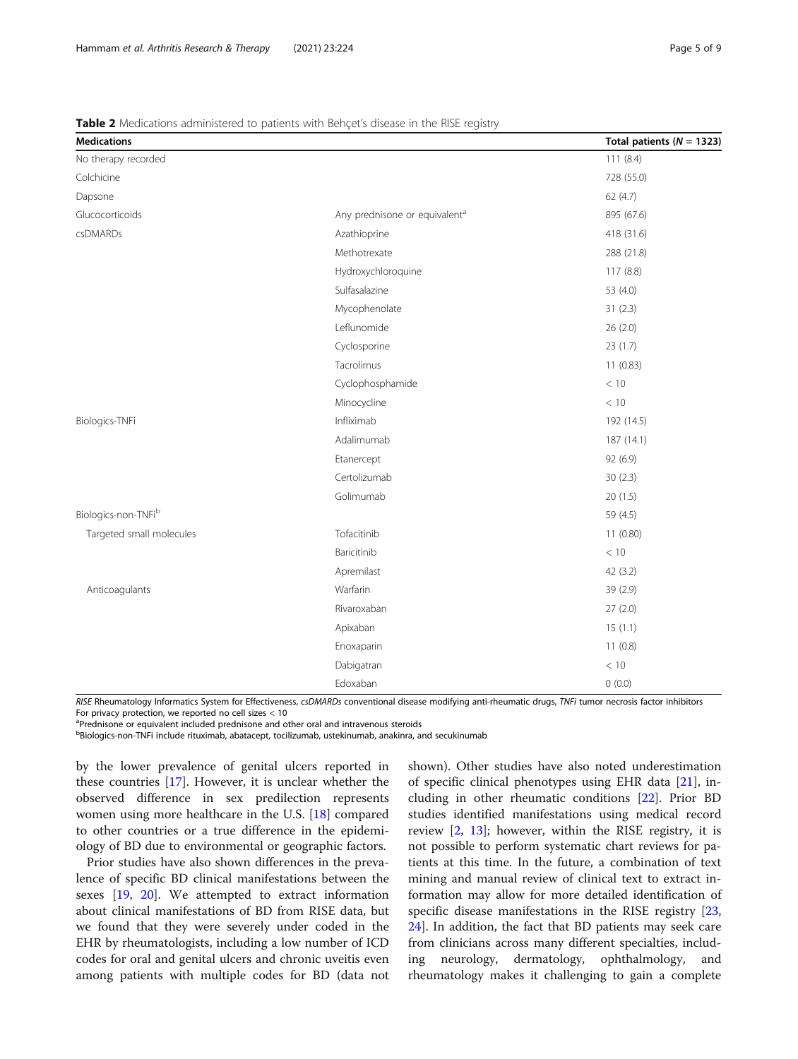**Table 2** Medications administered to patients with Behçet's disease in the RISE registry

| Medications | | Total patients (N = 1323) |
|---|---|---|
| No therapy recorded | | 111 (8.4) |
| Colchicine | | 728 (55.0) |
| Dapsone | | 62 (4.7) |
| Glucocorticoids | Any prednisone or equivalent[a] | 895 (67.6) |
| csDMARDs | Azathioprine | 418 (31.6) |
| | Methotrexate | 288 (21.8) |
| | Hydroxychloroquine | 117 (8.8) |
| | Sulfasalazine | 53 (4.0) |
| | Mycophenolate | 31 (2.3) |
| | Leflunomide | 26 (2.0) |
| | Cyclosporine | 23 (1.7) |
| | Tacrolimus | 11 (0.83) |
| | Cyclophosphamide | < 10 |
| | Minocycline | < 10 |
| Biologics-TNFi | Infliximab | 192 (14.5) |
| | Adalimumab | 187 (14.1) |
| | Etanercept | 92 (6.9) |
| | Certolizumab | 30 (2.3) |
| | Golimumab | 20 (1.5) |
| Biologics-non-TNFi[b] | | 59 (4.5) |
| Targeted small molecules | Tofacitinib | 11 (0.80) |
| | Baricitinib | < 10 |
| | Apremilast | 42 (3.2) |
| Anticoagulants | Warfarin | 39 (2.9) |
| | Rivaroxaban | 27 (2.0) |
| | Apixaban | 15 (1.1) |
| | Enoxaparin | 11 (0.8) |
| | Dabigatran | < 10 |
| | Edoxaban | 0 (0.0) |

*RISE* Rheumatology Informatics System for Effectiveness, *csDMARDs* conventional disease modifying anti-rheumatic drugs, *TNFi* tumor necrosis factor inhibitors
For privacy protection, we reported no cell sizes < 10
[a]Prednisone or equivalent included prednisone and other oral and intravenous steroids
[b]Biologics-non-TNFi include rituximab, abatacept, tocilizumab, ustekinumab, anakinra, and secukinumab

by the lower prevalence of genital ulcers reported in these countries [17]. However, it is unclear whether the observed difference in sex predilection represents women using more healthcare in the U.S. [18] compared to other countries or a true difference in the epidemiology of BD due to environmental or geographic factors.

Prior studies have also shown differences in the prevalence of specific BD clinical manifestations between the sexes [19, 20]. We attempted to extract information about clinical manifestations of BD from RISE data, but we found that they were severely under coded in the EHR by rheumatologists, including a low number of ICD codes for oral and genital ulcers and chronic uveitis even among patients with multiple codes for BD (data not shown). Other studies have also noted underestimation of specific clinical phenotypes using EHR data [21], including in other rheumatic conditions [22]. Prior BD studies identified manifestations using medical record review [2, 13]; however, within the RISE registry, it is not possible to perform systematic chart reviews for patients at this time. In the future, a combination of text mining and manual review of clinical text to extract information may allow for more detailed identification of specific disease manifestations in the RISE registry [23, 24]. In addition, the fact that BD patients may seek care from clinicians across many different specialties, including neurology, dermatology, ophthalmology, and rheumatology makes it challenging to gain a complete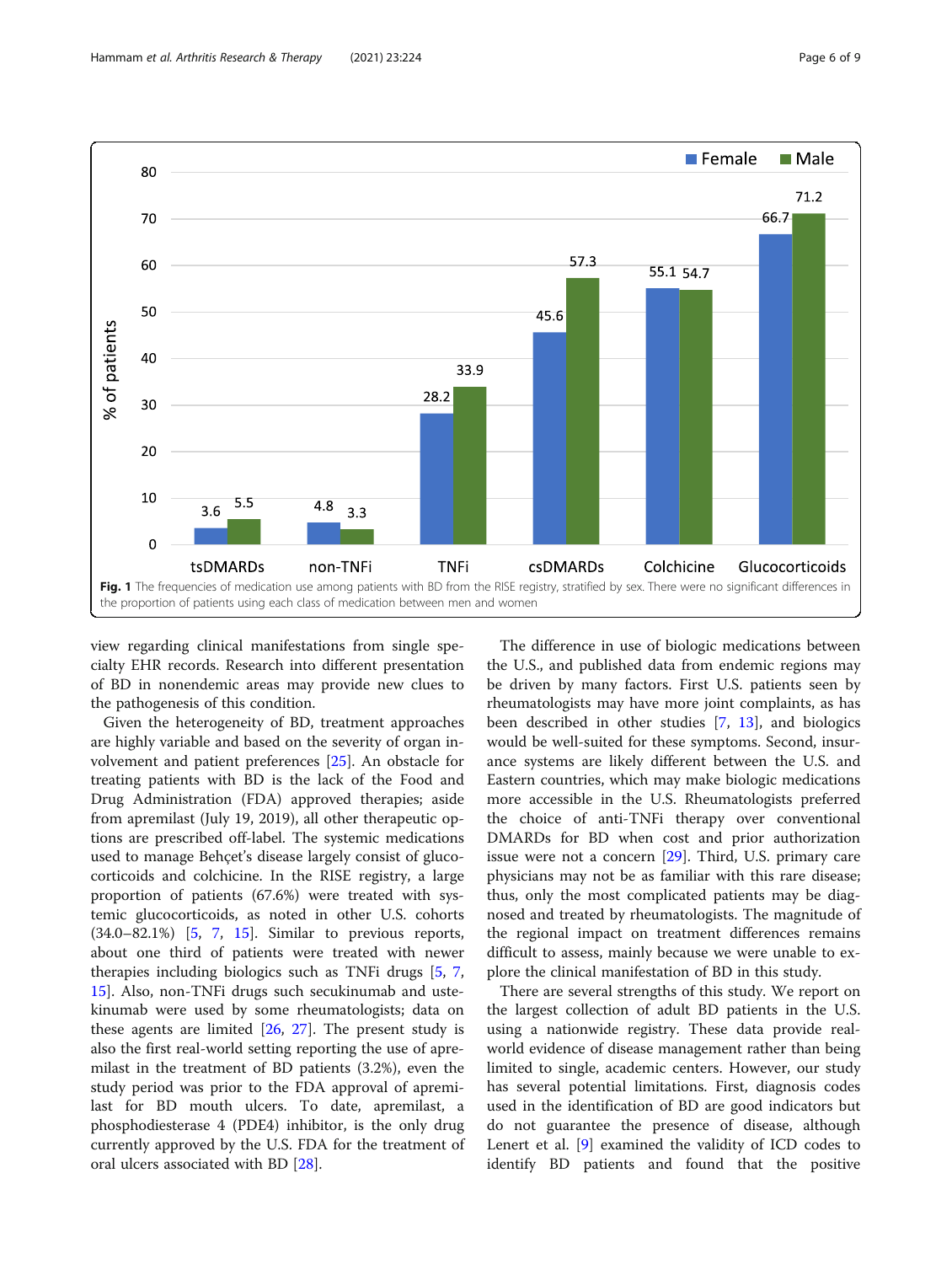**Fig. 1** The frequencies of medication use among patients with BD from the RISE registry, stratified by sex. There were no significant differences in the proportion of patients using each class of medication between men and women

view regarding clinical manifestations from single specialty EHR records. Research into different presentation of BD in nonendemic areas may provide new clues to the pathogenesis of this condition.

Given the heterogeneity of BD, treatment approaches are highly variable and based on the severity of organ involvement and patient preferences [25]. An obstacle for treating patients with BD is the lack of the Food and Drug Administration (FDA) approved therapies; aside from apremilast (July 19, 2019), all other therapeutic options are prescribed off-label. The systemic medications used to manage Behçet's disease largely consist of glucocorticoids and colchicine. In the RISE registry, a large proportion of patients (67.6%) were treated with systemic glucocorticoids, as noted in other U.S. cohorts (34.0–82.1%) [5, 7, 15]. Similar to previous reports, about one third of patients were treated with newer therapies including biologics such as TNFi drugs [5, 7, 15]. Also, non-TNFi drugs such secukinumab and ustekinumab were used by some rheumatologists; data on these agents are limited [26, 27]. The present study is also the first real-world setting reporting the use of apremilast in the treatment of BD patients (3.2%), even the study period was prior to the FDA approval of apremilast for BD mouth ulcers. To date, apremilast, a phosphodiesterase 4 (PDE4) inhibitor, is the only drug currently approved by the U.S. FDA for the treatment of oral ulcers associated with BD [28].

The difference in use of biologic medications between the U.S., and published data from endemic regions may be driven by many factors. First U.S. patients seen by rheumatologists may have more joint complaints, as has been described in other studies [7, 13], and biologics would be well-suited for these symptoms. Second, insurance systems are likely different between the U.S. and Eastern countries, which may make biologic medications more accessible in the U.S. Rheumatologists preferred the choice of anti-TNFi therapy over conventional DMARDs for BD when cost and prior authorization issue were not a concern [29]. Third, U.S. primary care physicians may not be as familiar with this rare disease; thus, only the most complicated patients may be diagnosed and treated by rheumatologists. The magnitude of the regional impact on treatment differences remains difficult to assess, mainly because we were unable to explore the clinical manifestation of BD in this study.

There are several strengths of this study. We report on the largest collection of adult BD patients in the U.S. using a nationwide registry. These data provide real-world evidence of disease management rather than being limited to single, academic centers. However, our study has several potential limitations. First, diagnosis codes used in the identification of BD are good indicators but do not guarantee the presence of disease, although Lenert et al. [9] examined the validity of ICD codes to identify BD patients and found that the positive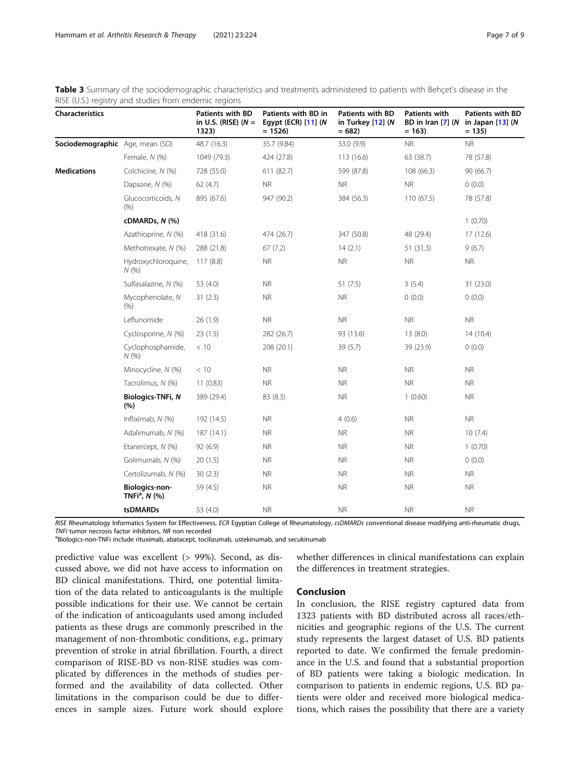**Table 3** Summary of the sociodemographic characteristics and treatments administered to patients with Behçet's disease in the RISE (U.S.) registry and studies from endemic regions

| Characteristics | | Patients with BD in U.S. (RISE) (*N* = 1323) | Patients with BD in Egypt (ECR) [11] (*N* = 1526) | Patients with BD in Turkey [12] (*N* = 682) | Patients with BD in Iran [7] (*N* = 163) | Patients with BD in Japan [13] (*N* = 135) |
|---|---|---|---|---|---|---|
| **Sociodemographic** | Age, mean (SD) | 48.7 (16.3) | 35.7 (9.84) | 33.0 (9.9) | NR | NR |
| | Female, *N* (%) | 1049 (79.3) | 424 (27.8) | 113 (16.6) | 63 (38.7) | 78 (57.8) |
| **Medications** | Colchicine, *N* (%) | 728 (55.0) | 611 (82.7) | 599 (87.8) | 108 (66.3) | 90 (66.7) |
| | Dapsone, *N* (%) | 62 (4.7) | NR | NR | NR | 0 (0.0) |
| | Glucocorticoids, *N* (%) | 895 (67.6) | 947 (90.2) | 384 (56.3) | 110 (67.5) | 78 (57.8) |
| | **cDMARDs, *N* (%)** | | | | | 1 (0.70) |
| | Azathioprine, *N* (%) | 418 (31.6) | 474 (26.7) | 347 (50.8) | 48 (29.4) | 17 (12.6) |
| | Methotrexate, *N* (%) | 288 (21.8) | 67 (7.2) | 14 (2.1) | 51 (31.3) | 9 (6.7) |
| | Hydroxychloroquine, *N* (%) | 117 (8.8) | NR | NR | NR | NR |
| | Sulfasalazine, *N* (%) | 53 (4.0) | NR | 51 (7.5) | 3 (5.4) | 31 (23.0) |
| | Mycophenolate, *N* (%) | 31 (2.3) | NR | NR | 0 (0.0) | 0 (0.0) |
| | Leflunomide | 26 (1.9) | NR | NR | NR | NR |
| | Cyclosporine, *N* (%) | 23 (1.5) | 282 (26.7) | 93 (13.6) | 13 (8.0) | 14 (10.4) |
| | Cyclophosphamide, *N* (%) | < 10 | 208 (20.1) | 39 (5.7) | 39 (23.9) | 0 (0.0) |
| | Minocycline, *N* (%) | < 10 | NR | NR | NR | NR |
| | Tacrolimus, *N* (%) | 11 (0.83) | NR | NR | NR | NR |
| | **Biologics-TNFi, *N* (%)** | 389 (29.4) | 83 (8.3) | NR | 1 (0.60) | NR |
| | Infliximab, *N* (%) | 192 (14.5) | NR | 4 (0.6) | NR | NR |
| | Adalimumab, *N* (%) | 187 (14.1) | NR | NR | NR | 10 (7.4) |
| | Etanercept, *N* (%) | 92 (6.9) | NR | NR | NR | 1 (0.70) |
| | Golimumab, *N* (%) | 20 (1.5) | NR | NR | NR | 0 (0.0) |
| | Certolizumab, *N* (%) | 30 (2.3) | NR | NR | NR | NR |
| | **Biologics-non-TNFi[a], *N* (%)** | 59 (4.5) | NR | NR | NR | NR |
| | **tsDMARDs** | 53 (4.0) | NR | NR | NR | NR |

*RISE* Rheumatology Informatics System for Effectiveness, *ECR* Egyptian College of Rheumatology, *csDMARDs* conventional disease modifying anti-rheumatic drugs, *TNFi* tumor necrosis factor inhibitors, *NR* non recorded

[a]Biologics-non-TNFi include rituximab, abatacept, tocilizumab, ustekinumab, and secukinumab

predictive value was excellent (> 99%). Second, as discussed above, we did not have access to information on BD clinical manifestations. Third, one potential limitation of the data related to anticoagulants is the multiple possible indications for their use. We cannot be certain of the indication of anticoagulants used among included patients as these drugs are commonly prescribed in the management of non-thrombotic conditions, e.g., primary prevention of stroke in atrial fibrillation. Fourth, a direct comparison of RISE-BD vs non-RISE studies was complicated by differences in the methods of studies performed and the availability of data collected. Other limitations in the comparison could be due to differences in sample sizes. Future work should explore whether differences in clinical manifestations can explain the differences in treatment strategies.

## Conclusion

In conclusion, the RISE registry captured data from 1323 patients with BD distributed across all races/ethnicities and geographic regions of the U.S. The current study represents the largest dataset of U.S. BD patients reported to date. We confirmed the female predominance in the U.S. and found that a substantial proportion of BD patients were taking a biologic medication. In comparison to patients in endemic regions, U.S. BD patients were older and received more biological medications, which raises the possibility that there are a variety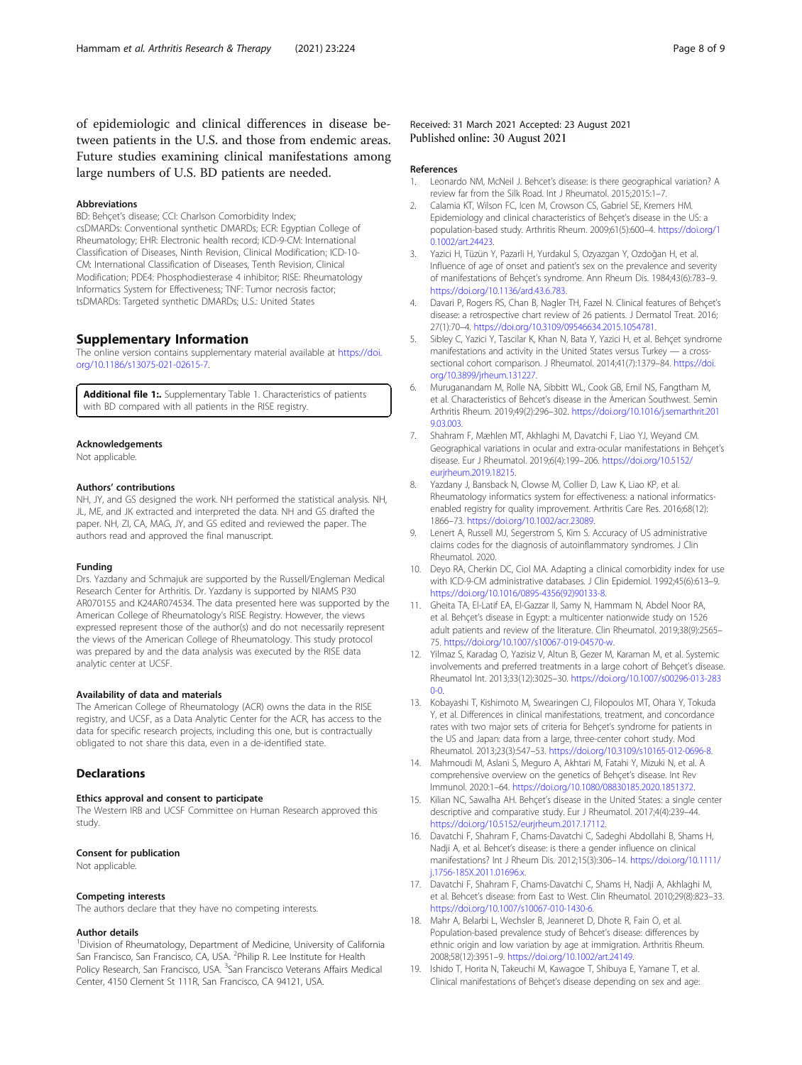of epidemiologic and clinical differences in disease between patients in the U.S. and those from endemic areas. Future studies examining clinical manifestations among large numbers of U.S. BD patients are needed.

### Abbreviations

BD: Behçet's disease; CCI: Charlson Comorbidity Index; csDMARDs: Conventional synthetic DMARDs; ECR: Egyptian College of Rheumatology; EHR: Electronic health record; ICD-9-CM: International Classification of Diseases, Ninth Revision, Clinical Modification; ICD-10-CM: International Classification of Diseases, Tenth Revision, Clinical Modification; PDE4: Phosphodiesterase 4 inhibitor; RISE: Rheumatology Informatics System for Effectiveness; TNF: Tumor necrosis factor; tsDMARDs: Targeted synthetic DMARDs; U.S.: United States

## Supplementary Information

The online version contains supplementary material available at https://doi.org/10.1186/s13075-021-02615-7.

**Additional file 1:**. Supplementary Table 1. Characteristics of patients with BD compared with all patients in the RISE registry.

### Acknowledgements

Not applicable.

### Authors' contributions

NH, JY, and GS designed the work. NH performed the statistical analysis. NH, JL, ME, and JK extracted and interpreted the data. NH and GS drafted the paper. NH, ZI, CA, MAG, JY, and GS edited and reviewed the paper. The authors read and approved the final manuscript.

### Funding

Drs. Yazdany and Schmajuk are supported by the Russell/Engleman Medical Research Center for Arthritis. Dr. Yazdany is supported by NIAMS P30 AR070155 and K24AR074534. The data presented here was supported by the American College of Rheumatology's RISE Registry. However, the views expressed represent those of the author(s) and do not necessarily represent the views of the American College of Rheumatology. This study protocol was prepared by and the data analysis was executed by the RISE data analytic center at UCSF.

### Availability of data and materials

The American College of Rheumatology (ACR) owns the data in the RISE registry, and UCSF, as a Data Analytic Center for the ACR, has access to the data for specific research projects, including this one, but is contractually obligated to not share this data, even in a de-identified state.

## Declarations

### Ethics approval and consent to participate

The Western IRB and UCSF Committee on Human Research approved this study.

### Consent for publication

Not applicable.

### Competing interests

The authors declare that they have no competing interests.

### Author details

[1]Division of Rheumatology, Department of Medicine, University of California San Francisco, San Francisco, CA, USA. [2]Philip R. Lee Institute for Health Policy Research, San Francisco, USA. [3]San Francisco Veterans Affairs Medical Center, 4150 Clement St 111R, San Francisco, CA 94121, USA.

Received: 31 March 2021 Accepted: 23 August 2021
Published online: 30 August 2021

### References

1. Leonardo NM, McNeil J. Behcet's disease: is there geographical variation? A review far from the Silk Road. Int J Rheumatol. 2015;2015:1–7.
2. Calamia KT, Wilson FC, Icen M, Crowson CS, Gabriel SE, Kremers HM. Epidemiology and clinical characteristics of Behçet's disease in the US: a population-based study. Arthritis Rheum. 2009;61(5):600–4. https://doi.org/10.1002/art.24423.
3. Yazici H, Tüzün Y, Pazarli H, Yurdakul S, Ozyazgan Y, Ozdoğan H, et al. Influence of age of onset and patient's sex on the prevalence and severity of manifestations of Behçet's syndrome. Ann Rheum Dis. 1984;43(6):783–9. https://doi.org/10.1136/ard.43.6.783.
4. Davari P, Rogers RS, Chan B, Nagler TH, Fazel N. Clinical features of Behçet's disease: a retrospective chart review of 26 patients. J Dermatol Treat. 2016; 27(1):70–4. https://doi.org/10.3109/09546634.2015.1054781.
5. Sibley C, Yazici Y, Tascilar K, Khan N, Bata Y, Yazici H, et al. Behçet syndrome manifestations and activity in the United States versus Turkey — a cross-sectional cohort comparison. J Rheumatol. 2014;41(7):1379–84. https://doi.org/10.3899/jrheum.131227.
6. Muruganandam M, Rolle NA, Sibbitt WL, Cook GB, Emil NS, Fangtham M, et al. Characteristics of Behcet's disease in the American Southwest. Semin Arthritis Rheum. 2019;49(2):296–302. https://doi.org/10.1016/j.semarthrit.2019.03.003.
7. Shahram F, Mæhlen MT, Akhlaghi M, Davatchi F, Liao YJ, Weyand CM. Geographical variations in ocular and extra-ocular manifestations in Behçet's disease. Eur J Rheumatol. 2019;6(4):199–206. https://doi.org/10.5152/eurjrheum.2019.18215.
8. Yazdany J, Bansback N, Clowse M, Collier D, Law K, Liao KP, et al. Rheumatology informatics system for effectiveness: a national informatics-enabled registry for quality improvement. Arthritis Care Res. 2016;68(12): 1866–73. https://doi.org/10.1002/acr.23089.
9. Lenert A, Russell MJ, Segerstrom S, Kim S. Accuracy of US administrative claims codes for the diagnosis of autoinflammatory syndromes. J Clin Rheumatol. 2020.
10. Deyo RA, Cherkin DC, Ciol MA. Adapting a clinical comorbidity index for use with ICD-9-CM administrative databases. J Clin Epidemiol. 1992;45(6):613–9. https://doi.org/10.1016/0895-4356(92)90133-8.
11. Gheita TA, El-Latif EA, El-Gazzar II, Samy N, Hammam N, Abdel Noor RA, et al. Behçet's disease in Egypt: a multicenter nationwide study on 1526 adult patients and review of the literature. Clin Rheumatol. 2019;38(9):2565–75. https://doi.org/10.1007/s10067-019-04570-w.
12. Yilmaz S, Karadag O, Yazisiz V, Altun B, Gezer M, Karaman M, et al. Systemic involvements and preferred treatments in a large cohort of Behçet's disease. Rheumatol Int. 2013;33(12):3025–30. https://doi.org/10.1007/s00296-013-2830-0.
13. Kobayashi T, Kishimoto M, Swearingen CJ, Filopoulos MT, Ohara Y, Tokuda Y, et al. Differences in clinical manifestations, treatment, and concordance rates with two major sets of criteria for Behçet's syndrome for patients in the US and Japan: data from a large, three-center cohort study. Mod Rheumatol. 2013;23(3):547–53. https://doi.org/10.3109/s10165-012-0696-8.
14. Mahmoudi M, Aslani S, Meguro A, Akhtari M, Fatahi Y, Mizuki N, et al. A comprehensive overview on the genetics of Behçet's disease. Int Rev Immunol. 2020:1–64. https://doi.org/10.1080/08830185.2020.1851372.
15. Kilian NC, Sawalha AH. Behçet's disease in the United States: a single center descriptive and comparative study. Eur J Rheumatol. 2017;4(4):239–44. https://doi.org/10.5152/eurjrheum.2017.17112.
16. Davatchi F, Shahram F, Chams-Davatchi C, Sadeghi Abdollahi B, Shams H, Nadji A, et al. Behcet's disease: is there a gender influence on clinical manifestations? Int J Rheum Dis. 2012;15(3):306–14. https://doi.org/10.1111/j.1756-185X.2011.01696.x.
17. Davatchi F, Shahram F, Chams-Davatchi C, Shams H, Nadji A, Akhlaghi M, et al. Behcet's disease: from East to West. Clin Rheumatol. 2010;29(8):823–33. https://doi.org/10.1007/s10067-010-1430-6.
18. Mahr A, Belarbi L, Wechsler B, Jeanneret D, Dhote R, Fain O, et al. Population-based prevalence study of Behcet's disease: differences by ethnic origin and low variation by age at immigration. Arthritis Rheum. 2008;58(12):3951–9. https://doi.org/10.1002/art.24149.
19. Ishido T, Horita N, Takeuchi M, Kawagoe T, Shibuya E, Yamane T, et al. Clinical manifestations of Behçet's disease depending on sex and age: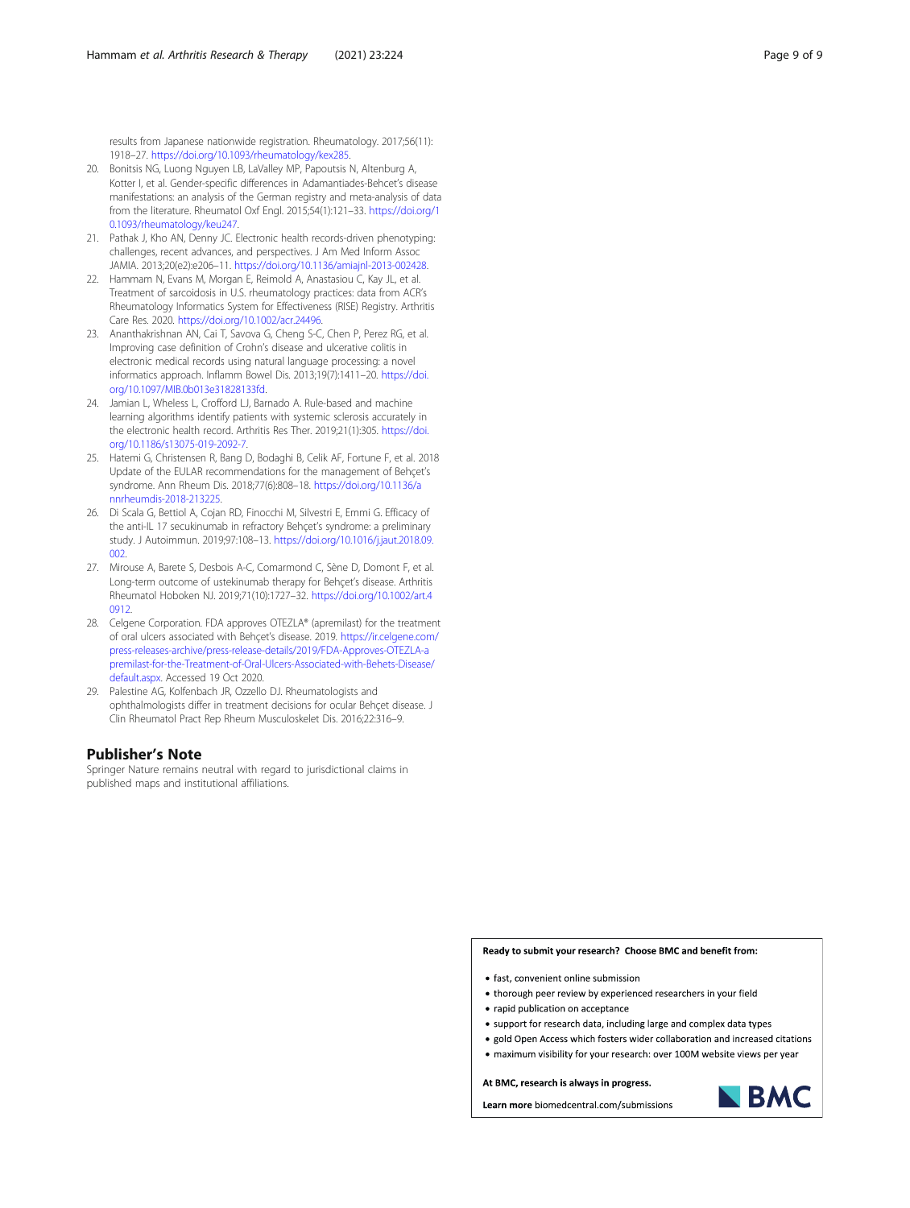results from Japanese nationwide registration. Rheumatology. 2017;56(11): 1918–27. https://doi.org/10.1093/rheumatology/kex285.

20. Bonitsis NG, Luong Nguyen LB, LaValley MP, Papoutsis N, Altenburg A, Kotter I, et al. Gender-specific differences in Adamantiades-Behcet's disease manifestations: an analysis of the German registry and meta-analysis of data from the literature. Rheumatol Oxf Engl. 2015;54(1):121–33. https://doi.org/10.1093/rheumatology/keu247.
21. Pathak J, Kho AN, Denny JC. Electronic health records-driven phenotyping: challenges, recent advances, and perspectives. J Am Med Inform Assoc JAMIA. 2013;20(e2):e206–11. https://doi.org/10.1136/amiajnl-2013-002428.
22. Hammam N, Evans M, Morgan E, Reimold A, Anastasiou C, Kay JL, et al. Treatment of sarcoidosis in U.S. rheumatology practices: data from ACR's Rheumatology Informatics System for Effectiveness (RISE) Registry. Arthritis Care Res. 2020. https://doi.org/10.1002/acr.24496.
23. Ananthakrishnan AN, Cai T, Savova G, Cheng S-C, Chen P, Perez RG, et al. Improving case definition of Crohn's disease and ulcerative colitis in electronic medical records using natural language processing: a novel informatics approach. Inflamm Bowel Dis. 2013;19(7):1411–20. https://doi.org/10.1097/MIB.0b013e31828133fd.
24. Jamian L, Wheless L, Crofford LJ, Barnado A. Rule-based and machine learning algorithms identify patients with systemic sclerosis accurately in the electronic health record. Arthritis Res Ther. 2019;21(1):305. https://doi.org/10.1186/s13075-019-2092-7.
25. Hatemi G, Christensen R, Bang D, Bodaghi B, Celik AF, Fortune F, et al. 2018 Update of the EULAR recommendations for the management of Behçet's syndrome. Ann Rheum Dis. 2018;77(6):808–18. https://doi.org/10.1136/annrheumdis-2018-213225.
26. Di Scala G, Bettiol A, Cojan RD, Finocchi M, Silvestri E, Emmi G. Efficacy of the anti-IL 17 secukinumab in refractory Behçet's syndrome: a preliminary study. J Autoimmun. 2019;97:108–13. https://doi.org/10.1016/j.jaut.2018.09.002.
27. Mirouse A, Barete S, Desbois A-C, Comarmond C, Sène D, Domont F, et al. Long-term outcome of ustekinumab therapy for Behçet's disease. Arthritis Rheumatol Hoboken NJ. 2019;71(10):1727–32. https://doi.org/10.1002/art.40912.
28. Celgene Corporation. FDA approves OTEZLA® (apremilast) for the treatment of oral ulcers associated with Behçet's disease. 2019. https://ir.celgene.com/press-releases-archive/press-release-details/2019/FDA-Approves-OTEZLA-apremilast-for-the-Treatment-of-Oral-Ulcers-Associated-with-Behets-Disease/default.aspx. Accessed 19 Oct 2020.
29. Palestine AG, Kolfenbach JR, Ozzello DJ. Rheumatologists and ophthalmologists differ in treatment decisions for ocular Behçet disease. J Clin Rheumatol Pract Rep Rheum Musculoskelet Dis. 2016;22:316–9.

## Publisher's Note

Springer Nature remains neutral with regard to jurisdictional claims in published maps and institutional affiliations.

**Ready to submit your research? Choose BMC and benefit from:**

- fast, convenient online submission
- thorough peer review by experienced researchers in your field
- rapid publication on acceptance
- support for research data, including large and complex data types
- gold Open Access which fosters wider collaboration and increased citations
- maximum visibility for your research: over 100M website views per year

**At BMC, research is always in progress.**

**Learn more** biomedcentral.com/submissions

BMC